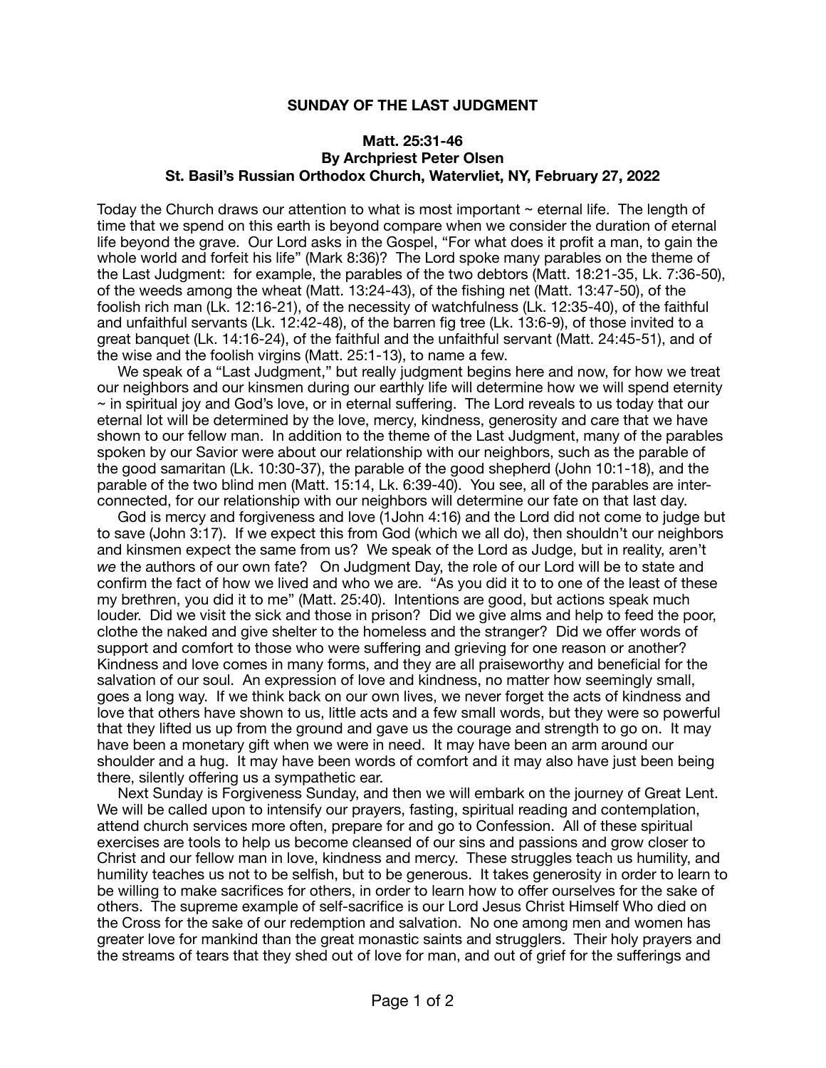**SUNDAY OF THE LAST JUDGMENT**

**Matt. 25:31-46**
**By Archpriest Peter Olsen**
**St. Basil's Russian Orthodox Church, Watervliet, NY, February 27, 2022**

Today the Church draws our attention to what is most important ~ eternal life. The length of time that we spend on this earth is beyond compare when we consider the duration of eternal life beyond the grave. Our Lord asks in the Gospel, "For what does it profit a man, to gain the whole world and forfeit his life" (Mark 8:36)? The Lord spoke many parables on the theme of the Last Judgment: for example, the parables of the two debtors (Matt. 18:21-35, Lk. 7:36-50), of the weeds among the wheat (Matt. 13:24-43), of the fishing net (Matt. 13:47-50), of the foolish rich man (Lk. 12:16-21), of the necessity of watchfulness (Lk. 12:35-40), of the faithful and unfaithful servants (Lk. 12:42-48), of the barren fig tree (Lk. 13:6-9), of those invited to a great banquet (Lk. 14:16-24), of the faithful and the unfaithful servant (Matt. 24:45-51), and of the wise and the foolish virgins (Matt. 25:1-13), to name a few.

We speak of a "Last Judgment," but really judgment begins here and now, for how we treat our neighbors and our kinsmen during our earthly life will determine how we will spend eternity ~ in spiritual joy and God's love, or in eternal suffering. The Lord reveals to us today that our eternal lot will be determined by the love, mercy, kindness, generosity and care that we have shown to our fellow man. In addition to the theme of the Last Judgment, many of the parables spoken by our Savior were about our relationship with our neighbors, such as the parable of the good samaritan (Lk. 10:30-37), the parable of the good shepherd (John 10:1-18), and the parable of the two blind men (Matt. 15:14, Lk. 6:39-40). You see, all of the parables are interconnected, for our relationship with our neighbors will determine our fate on that last day.

God is mercy and forgiveness and love (1John 4:16) and the Lord did not come to judge but to save (John 3:17). If we expect this from God (which we all do), then shouldn't our neighbors and kinsmen expect the same from us? We speak of the Lord as Judge, but in reality, aren't *we* the authors of our own fate? On Judgment Day, the role of our Lord will be to state and confirm the fact of how we lived and who we are. "As you did it to to one of the least of these my brethren, you did it to me" (Matt. 25:40). Intentions are good, but actions speak much louder. Did we visit the sick and those in prison? Did we give alms and help to feed the poor, clothe the naked and give shelter to the homeless and the stranger? Did we offer words of support and comfort to those who were suffering and grieving for one reason or another? Kindness and love comes in many forms, and they are all praiseworthy and beneficial for the salvation of our soul. An expression of love and kindness, no matter how seemingly small, goes a long way. If we think back on our own lives, we never forget the acts of kindness and love that others have shown to us, little acts and a few small words, but they were so powerful that they lifted us up from the ground and gave us the courage and strength to go on. It may have been a monetary gift when we were in need. It may have been an arm around our shoulder and a hug. It may have been words of comfort and it may also have just been being there, silently offering us a sympathetic ear.

Next Sunday is Forgiveness Sunday, and then we will embark on the journey of Great Lent. We will be called upon to intensify our prayers, fasting, spiritual reading and contemplation, attend church services more often, prepare for and go to Confession. All of these spiritual exercises are tools to help us become cleansed of our sins and passions and grow closer to Christ and our fellow man in love, kindness and mercy. These struggles teach us humility, and humility teaches us not to be selfish, but to be generous. It takes generosity in order to learn to be willing to make sacrifices for others, in order to learn how to offer ourselves for the sake of others. The supreme example of self-sacrifice is our Lord Jesus Christ Himself Who died on the Cross for the sake of our redemption and salvation. No one among men and women has greater love for mankind than the great monastic saints and strugglers. Their holy prayers and the streams of tears that they shed out of love for man, and out of grief for the sufferings and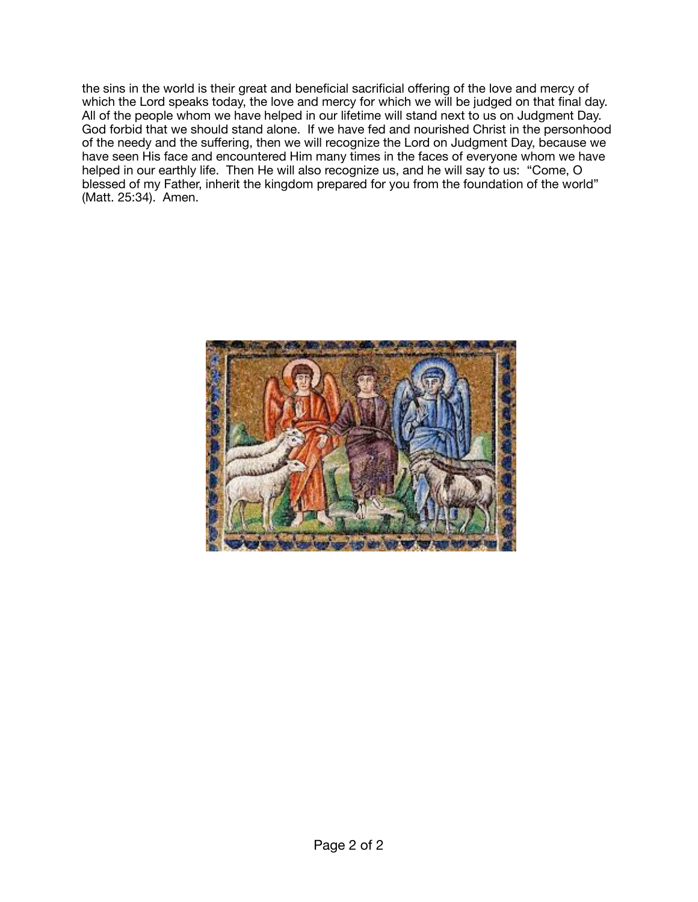the sins in the world is their great and beneficial sacrificial offering of the love and mercy of which the Lord speaks today, the love and mercy for which we will be judged on that final day. All of the people whom we have helped in our lifetime will stand next to us on Judgment Day. God forbid that we should stand alone. If we have fed and nourished Christ in the personhood of the needy and the suffering, then we will recognize the Lord on Judgment Day, because we have seen His face and encountered Him many times in the faces of everyone whom we have helped in our earthly life. Then He will also recognize us, and he will say to us: "Come, O blessed of my Father, inherit the kingdom prepared for you from the foundation of the world" (Matt. 25:34). Amen.